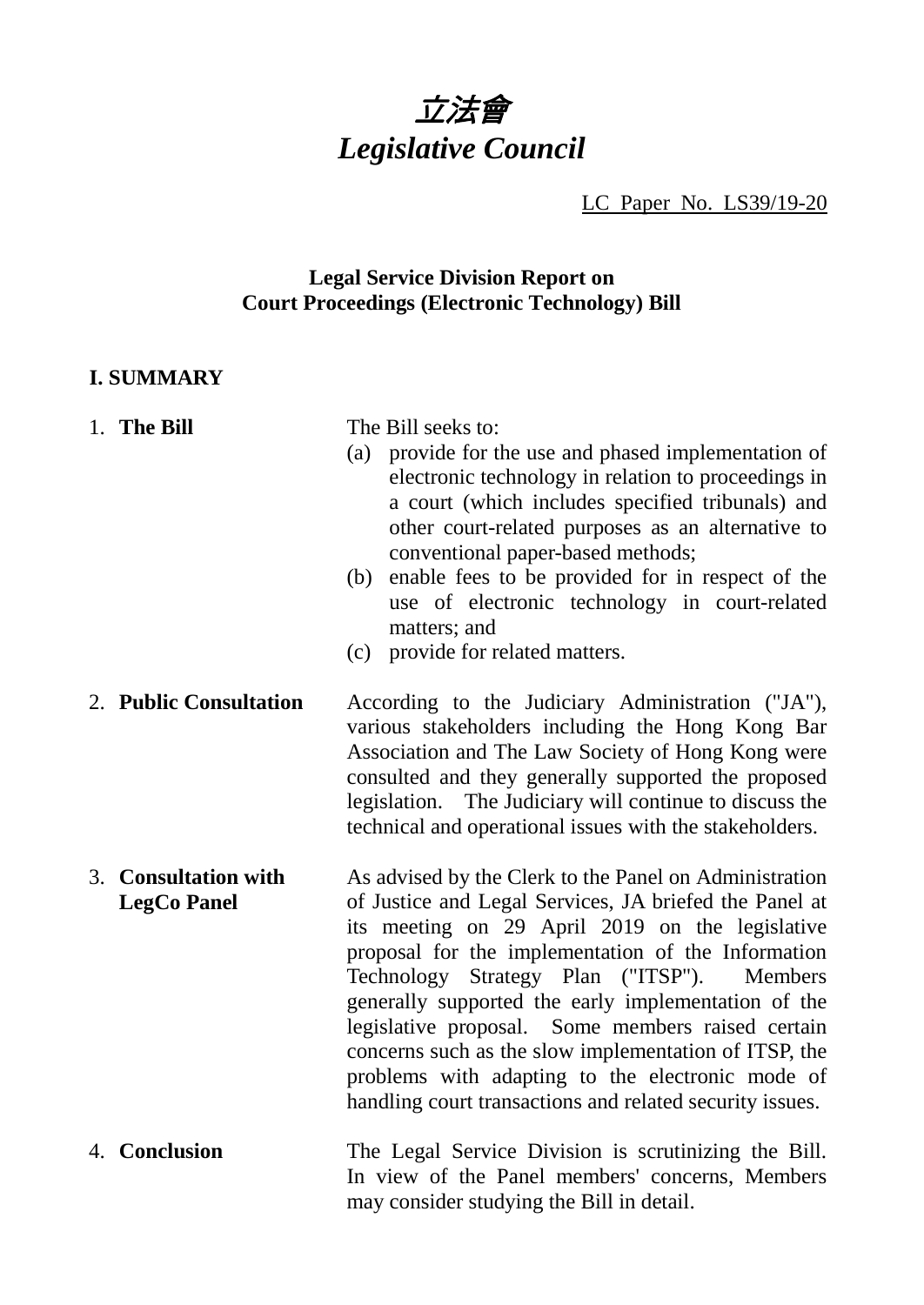# *立法會*
# *Legislative Council*

LC Paper No. LS39/19-20

### Legal Service Division Report on Court Proceedings (Electronic Technology) Bill

## I. SUMMARY

1. **The Bill**

   The Bill seeks to:

   (a) provide for the use and phased implementation of electronic technology in relation to proceedings in a court (which includes specified tribunals) and other court-related purposes as an alternative to conventional paper-based methods;

   (b) enable fees to be provided for in respect of the use of electronic technology in court-related matters; and

   (c) provide for related matters.

2. **Public Consultation**

   According to the Judiciary Administration ("JA"), various stakeholders including the Hong Kong Bar Association and The Law Society of Hong Kong were consulted and they generally supported the proposed legislation. The Judiciary will continue to discuss the technical and operational issues with the stakeholders.

3. **Consultation with LegCo Panel**

   As advised by the Clerk to the Panel on Administration of Justice and Legal Services, JA briefed the Panel at its meeting on 29 April 2019 on the legislative proposal for the implementation of the Information Technology Strategy Plan ("ITSP"). Members generally supported the early implementation of the legislative proposal. Some members raised certain concerns such as the slow implementation of ITSP, the problems with adapting to the electronic mode of handling court transactions and related security issues.

4. **Conclusion**

   The Legal Service Division is scrutinizing the Bill. In view of the Panel members' concerns, Members may consider studying the Bill in detail.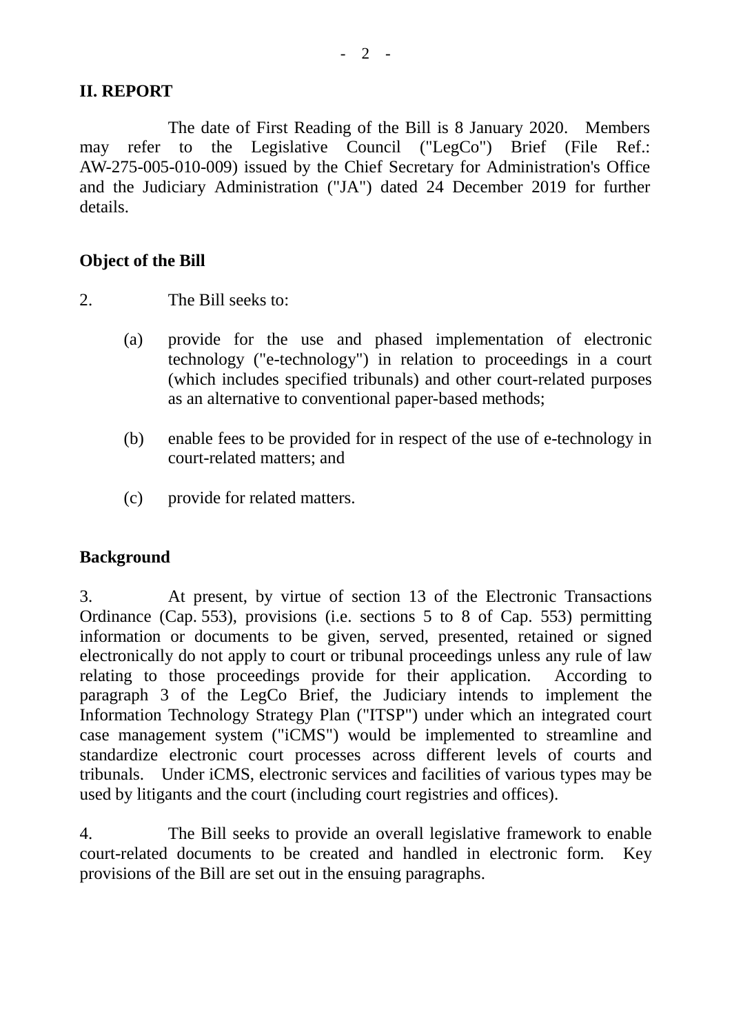## II. REPORT

The date of First Reading of the Bill is 8 January 2020. Members may refer to the Legislative Council ("LegCo") Brief (File Ref.: AW-275-005-010-009) issued by the Chief Secretary for Administration's Office and the Judiciary Administration ("JA") dated 24 December 2019 for further details.

### Object of the Bill

2. The Bill seeks to:

(a) provide for the use and phased implementation of electronic technology ("e-technology") in relation to proceedings in a court (which includes specified tribunals) and other court-related purposes as an alternative to conventional paper-based methods;

(b) enable fees to be provided for in respect of the use of e-technology in court-related matters; and

(c) provide for related matters.

### Background

3. At present, by virtue of section 13 of the Electronic Transactions Ordinance (Cap. 553), provisions (i.e. sections 5 to 8 of Cap. 553) permitting information or documents to be given, served, presented, retained or signed electronically do not apply to court or tribunal proceedings unless any rule of law relating to those proceedings provide for their application. According to paragraph 3 of the LegCo Brief, the Judiciary intends to implement the Information Technology Strategy Plan ("ITSP") under which an integrated court case management system ("iCMS") would be implemented to streamline and standardize electronic court processes across different levels of courts and tribunals. Under iCMS, electronic services and facilities of various types may be used by litigants and the court (including court registries and offices).

4. The Bill seeks to provide an overall legislative framework to enable court-related documents to be created and handled in electronic form. Key provisions of the Bill are set out in the ensuing paragraphs.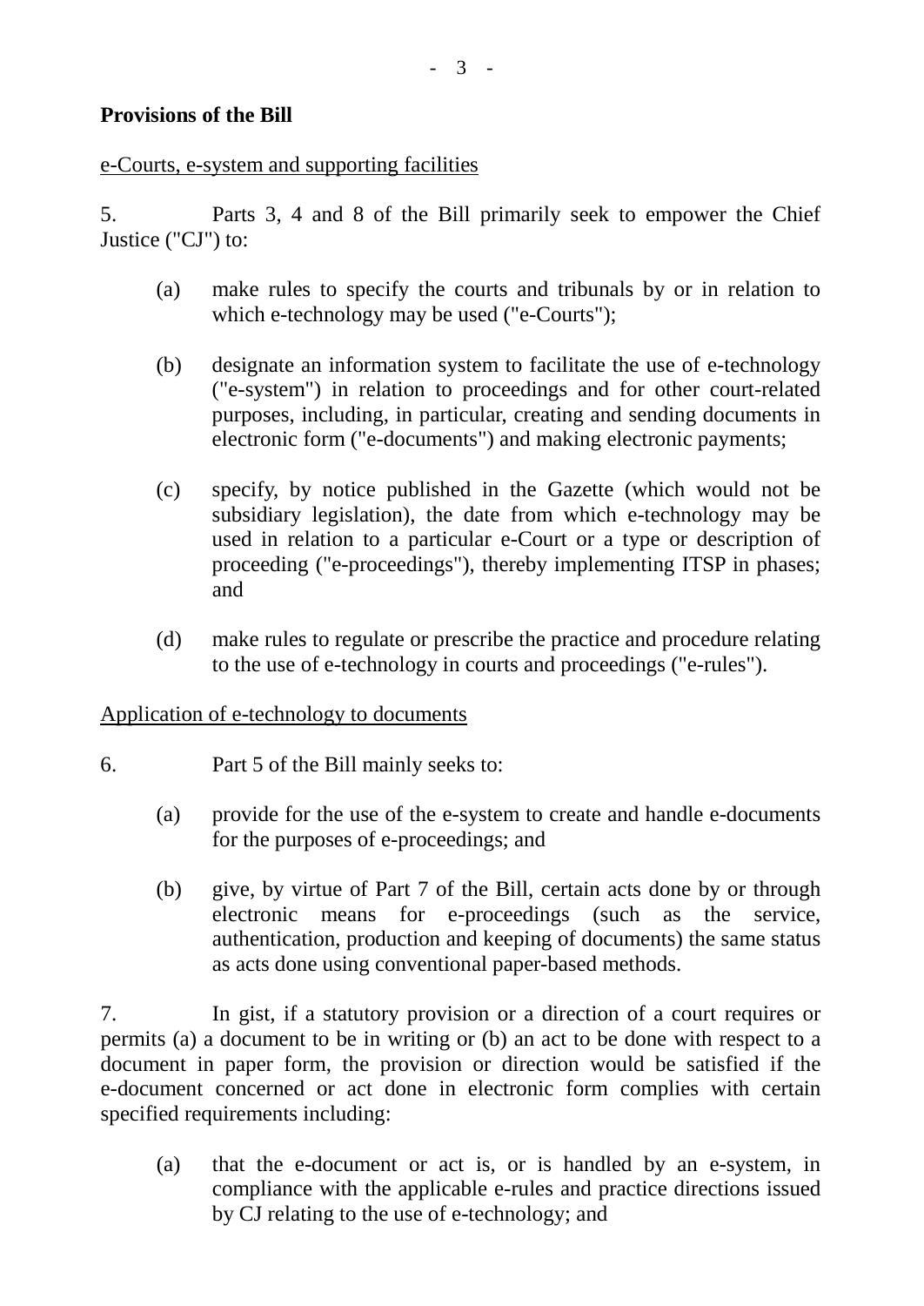**Provisions of the Bill**

<u>e-Courts, e-system and supporting facilities</u>

5. Parts 3, 4 and 8 of the Bill primarily seek to empower the Chief Justice ("CJ") to:

(a) make rules to specify the courts and tribunals by or in relation to which e-technology may be used ("e-Courts");

(b) designate an information system to facilitate the use of e-technology ("e-system") in relation to proceedings and for other court-related purposes, including, in particular, creating and sending documents in electronic form ("e-documents") and making electronic payments;

(c) specify, by notice published in the Gazette (which would not be subsidiary legislation), the date from which e-technology may be used in relation to a particular e-Court or a type or description of proceeding ("e-proceedings"), thereby implementing ITSP in phases; and

(d) make rules to regulate or prescribe the practice and procedure relating to the use of e-technology in courts and proceedings ("e-rules").

<u>Application of e-technology to documents</u>

6. Part 5 of the Bill mainly seeks to:

(a) provide for the use of the e-system to create and handle e-documents for the purposes of e-proceedings; and

(b) give, by virtue of Part 7 of the Bill, certain acts done by or through electronic means for e-proceedings (such as the service, authentication, production and keeping of documents) the same status as acts done using conventional paper-based methods.

7. In gist, if a statutory provision or a direction of a court requires or permits (a) a document to be in writing or (b) an act to be done with respect to a document in paper form, the provision or direction would be satisfied if the e-document concerned or act done in electronic form complies with certain specified requirements including:

(a) that the e-document or act is, or is handled by an e-system, in compliance with the applicable e-rules and practice directions issued by CJ relating to the use of e-technology; and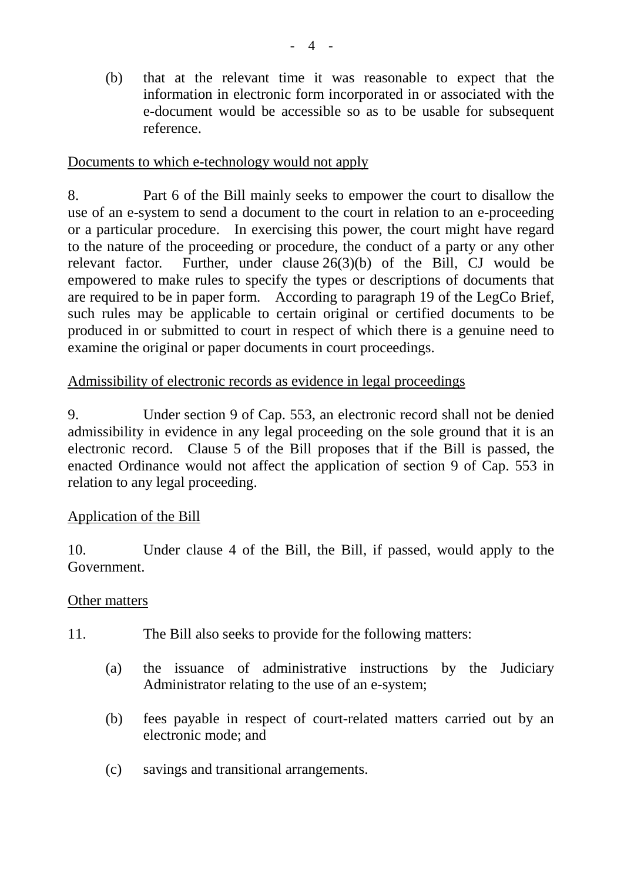(b) that at the relevant time it was reasonable to expect that the information in electronic form incorporated in or associated with the e-document would be accessible so as to be usable for subsequent reference.

<u>Documents to which e-technology would not apply</u>

8. Part 6 of the Bill mainly seeks to empower the court to disallow the use of an e-system to send a document to the court in relation to an e-proceeding or a particular procedure. In exercising this power, the court might have regard to the nature of the proceeding or procedure, the conduct of a party or any other relevant factor. Further, under clause 26(3)(b) of the Bill, CJ would be empowered to make rules to specify the types or descriptions of documents that are required to be in paper form. According to paragraph 19 of the LegCo Brief, such rules may be applicable to certain original or certified documents to be produced in or submitted to court in respect of which there is a genuine need to examine the original or paper documents in court proceedings.

<u>Admissibility of electronic records as evidence in legal proceedings</u>

9. Under section 9 of Cap. 553, an electronic record shall not be denied admissibility in evidence in any legal proceeding on the sole ground that it is an electronic record. Clause 5 of the Bill proposes that if the Bill is passed, the enacted Ordinance would not affect the application of section 9 of Cap. 553 in relation to any legal proceeding.

<u>Application of the Bill</u>

10. Under clause 4 of the Bill, the Bill, if passed, would apply to the Government.

<u>Other matters</u>

11. The Bill also seeks to provide for the following matters:

(a) the issuance of administrative instructions by the Judiciary Administrator relating to the use of an e-system;

(b) fees payable in respect of court-related matters carried out by an electronic mode; and

(c) savings and transitional arrangements.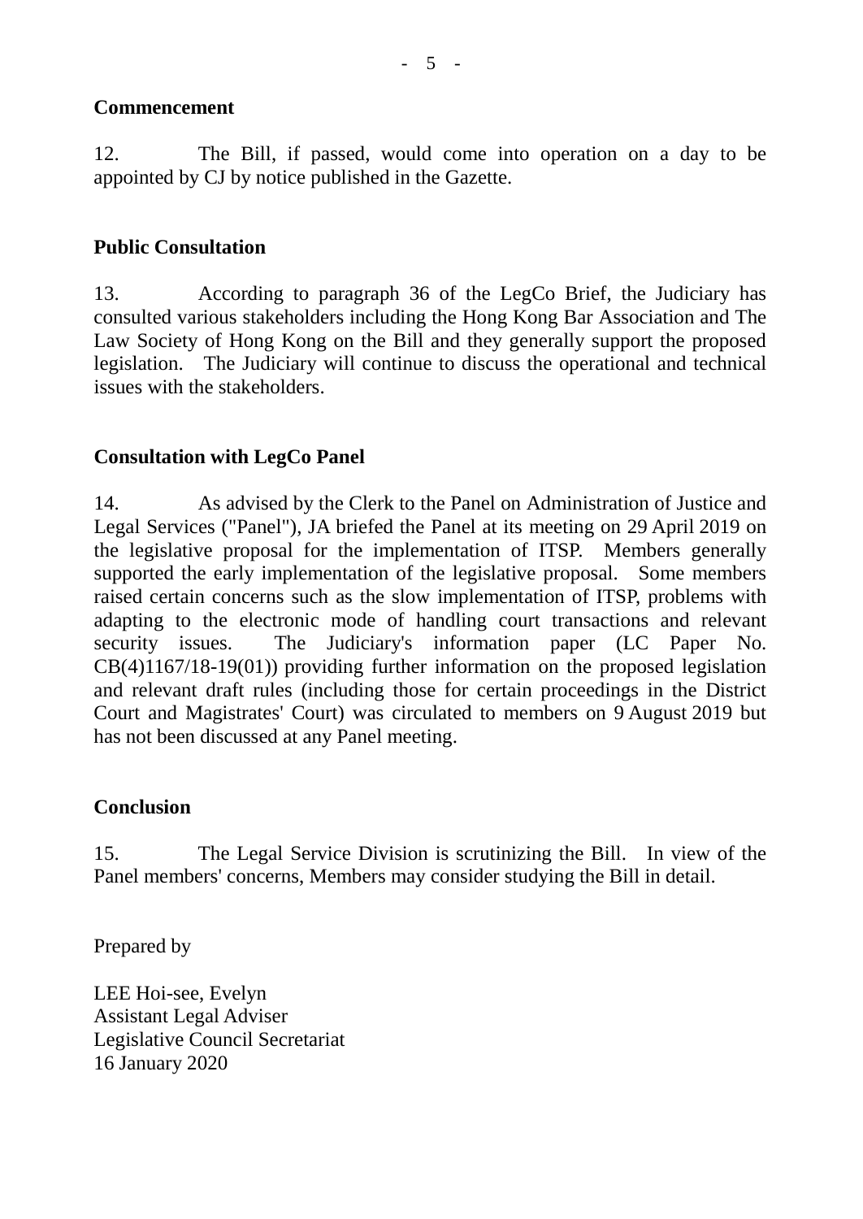**Commencement**

12. The Bill, if passed, would come into operation on a day to be appointed by CJ by notice published in the Gazette.

**Public Consultation**

13. According to paragraph 36 of the LegCo Brief, the Judiciary has consulted various stakeholders including the Hong Kong Bar Association and The Law Society of Hong Kong on the Bill and they generally support the proposed legislation. The Judiciary will continue to discuss the operational and technical issues with the stakeholders.

**Consultation with LegCo Panel**

14. As advised by the Clerk to the Panel on Administration of Justice and Legal Services ("Panel"), JA briefed the Panel at its meeting on 29 April 2019 on the legislative proposal for the implementation of ITSP. Members generally supported the early implementation of the legislative proposal. Some members raised certain concerns such as the slow implementation of ITSP, problems with adapting to the electronic mode of handling court transactions and relevant security issues. The Judiciary's information paper (LC Paper No. CB(4)1167/18-19(01)) providing further information on the proposed legislation and relevant draft rules (including those for certain proceedings in the District Court and Magistrates' Court) was circulated to members on 9 August 2019 but has not been discussed at any Panel meeting.

**Conclusion**

15. The Legal Service Division is scrutinizing the Bill. In view of the Panel members' concerns, Members may consider studying the Bill in detail.

Prepared by

LEE Hoi-see, Evelyn
Assistant Legal Adviser
Legislative Council Secretariat
16 January 2020